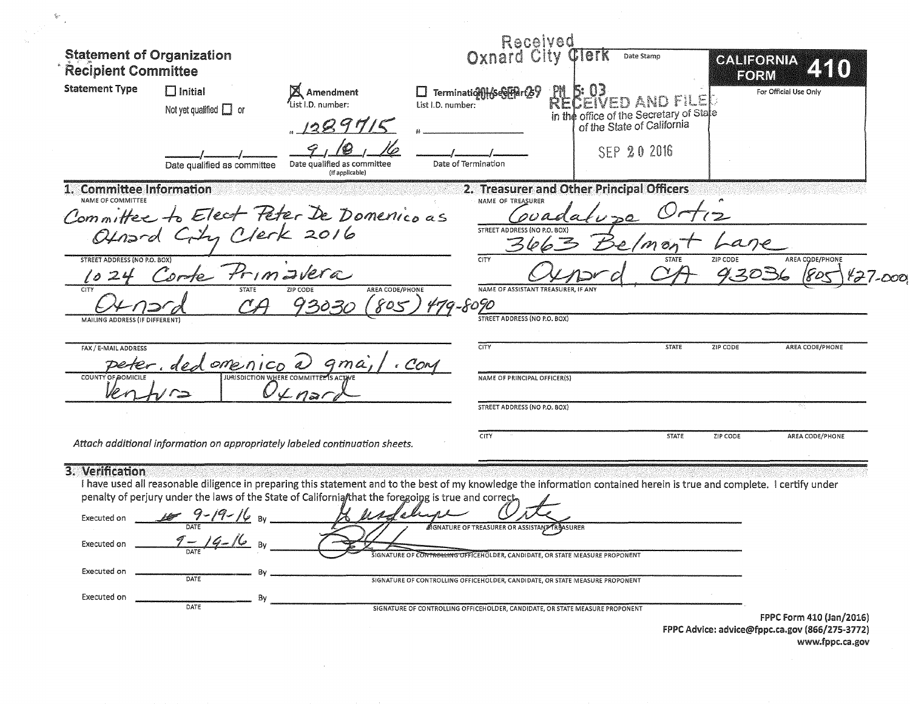# Statement of Organization Recipient Committee

**CALIFORNIA FORM 410**

For Official Use Only

Received
Oxnard City Clerk
2016 SEP 29 PM 5:03

RECEIVED AND FILED
in the office of the Secretary of State
of the State of California
SEP 20 2016

Date Stamp

**Statement Type**

☐ Initial — Not yet qualified ☐ or ___/___/___ Date qualified as committee

☒ Amendment — List I.D. number: # 1389715 — 9/10/16 Date qualified as committee (If applicable)

☐ Termination — See Part 5 — List I.D. number: # ________ — ___/___/___ Date of Termination

## 1. Committee Information

NAME OF COMMITTEE: Committee to Elect Peter De Domenico as Oxnard City Clerk 2016

STREET ADDRESS (NO P.O. BOX): 1024 Corte Primavera

CITY: Oxnard STATE: CA ZIP CODE: 93030 AREA CODE/PHONE: (805) 479-8090

MAILING ADDRESS (IF DIFFERENT):

FAX / E-MAIL ADDRESS: peter.dedomenico@gmail.com

COUNTY OF DOMICILE: Ventura

JURISDICTION WHERE COMMITTEE IS ACTIVE: Oxnard

*Attach additional information on appropriately labeled continuation sheets.*

## 2. Treasurer and Other Principal Officers

NAME OF TREASURER: Guadalupe Ortiz

STREET ADDRESS (NO P.O. BOX): 3663 Belmont Lane

CITY: Oxnard STATE: CA ZIP CODE: 93036 AREA CODE/PHONE: (805) 427-0000

NAME OF ASSISTANT TREASURER, IF ANY:

STREET ADDRESS (NO P.O. BOX):

CITY: STATE: ZIP CODE: AREA CODE/PHONE:

NAME OF PRINCIPAL OFFICER(S):

STREET ADDRESS (NO P.O. BOX):

CITY: STATE: ZIP CODE: AREA CODE/PHONE:

## 3. Verification

I have used all reasonable diligence in preparing this statement and to the best of my knowledge the information contained herein is true and complete. I certify under penalty of perjury under the laws of the State of California that the foregoing is true and correct.

Executed on 9-19-16 (DATE) By [signature: Guadalupe Ortiz] SIGNATURE OF TREASURER OR ASSISTANT TREASURER

Executed on 9-19-16 (DATE) By [signature] SIGNATURE OF CONTROLLING OFFICEHOLDER, CANDIDATE, OR STATE MEASURE PROPONENT

Executed on ________ (DATE) By ________ SIGNATURE OF CONTROLLING OFFICEHOLDER, CANDIDATE, OR STATE MEASURE PROPONENT

Executed on ________ (DATE) By ________ SIGNATURE OF CONTROLLING OFFICEHOLDER, CANDIDATE, OR STATE MEASURE PROPONENT

FPPC Form 410 (Jan/2016)
FPPC Advice: advice@fppc.ca.gov (866/275-3772)
www.fppc.ca.gov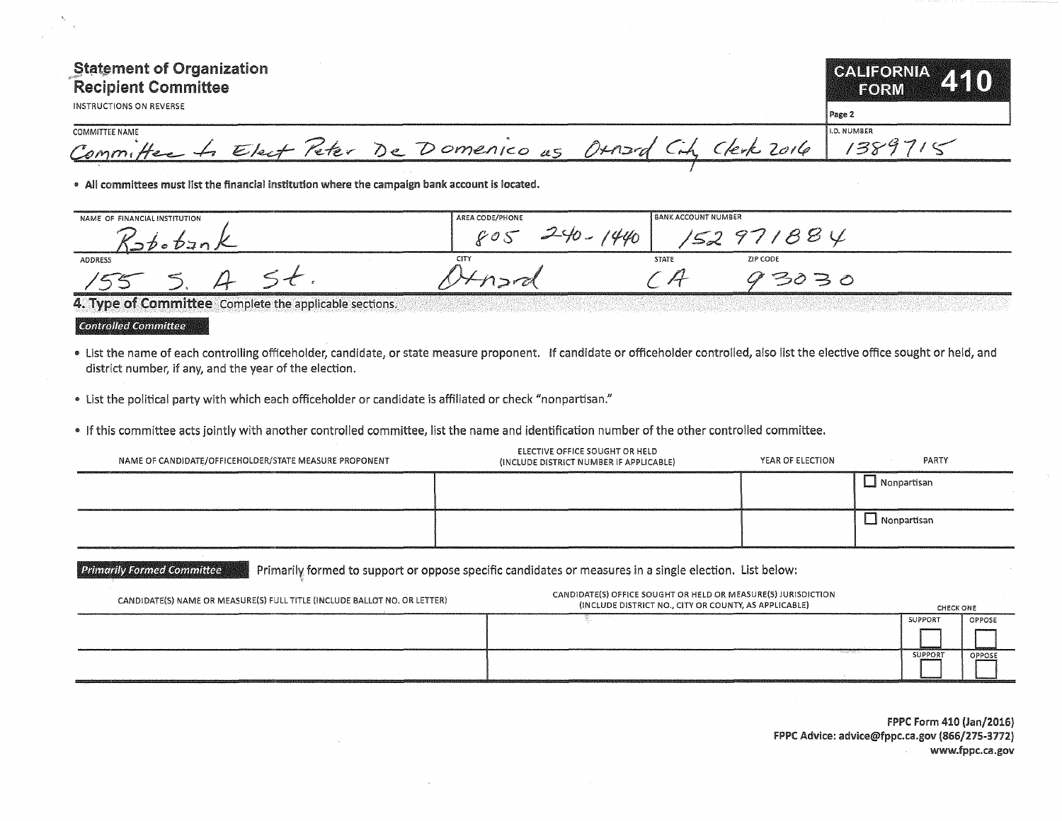# Statement of Organization
## Recipient Committee

INSTRUCTIONS ON REVERSE

**CALIFORNIA FORM 410**

Page 2

| COMMITTEE NAME | I.D. NUMBER |
|---|---|
| Committee to Elect Peter De Domenico as Oxnard City Clerk 2016 | 1389715 |

- **All committees must list the financial institution where the campaign bank account is located.**

| NAME OF FINANCIAL INSTITUTION | AREA CODE/PHONE | BANK ACCOUNT NUMBER | |
|---|---|---|---|
| Rabobank | 805 240-1440 | 152971884 | |
| **ADDRESS** | **CITY** | **STATE** | **ZIP CODE** |
| 155 S. A St. | Oxnard | CA | 93030 |

## 4. Type of Committee

Complete the applicable sections.

### Controlled Committee

- List the name of each controlling officeholder, candidate, or state measure proponent. If candidate or officeholder controlled, also list the elective office sought or held, and district number, if any, and the year of the election.
- List the political party with which each officeholder or candidate is affiliated or check "nonpartisan."
- If this committee acts jointly with another controlled committee, list the name and identification number of the other controlled committee.

| NAME OF CANDIDATE/OFFICEHOLDER/STATE MEASURE PROPONENT | ELECTIVE OFFICE SOUGHT OR HELD (INCLUDE DISTRICT NUMBER IF APPLICABLE) | YEAR OF ELECTION | PARTY |
|---|---|---|---|
| | | | ☐ Nonpartisan |
| | | | ☐ Nonpartisan |

### Primarily Formed Committee

Primarily formed to support or oppose specific candidates or measures in a single election. List below:

| CANDIDATE(S) NAME OR MEASURE(S) FULL TITLE (INCLUDE BALLOT NO. OR LETTER) | CANDIDATE(S) OFFICE SOUGHT OR HELD OR MEASURE(S) JURISDICTION (INCLUDE DISTRICT NO., CITY OR COUNTY, AS APPLICABLE) | CHECK ONE: SUPPORT | OPPOSE |
|---|---|---|---|
| | | ☐ | ☐ |
| | | ☐ | ☐ |

FPPC Form 410 (Jan/2016)
FPPC Advice: advice@fppc.ca.gov (866/275-3772)
www.fppc.ca.gov